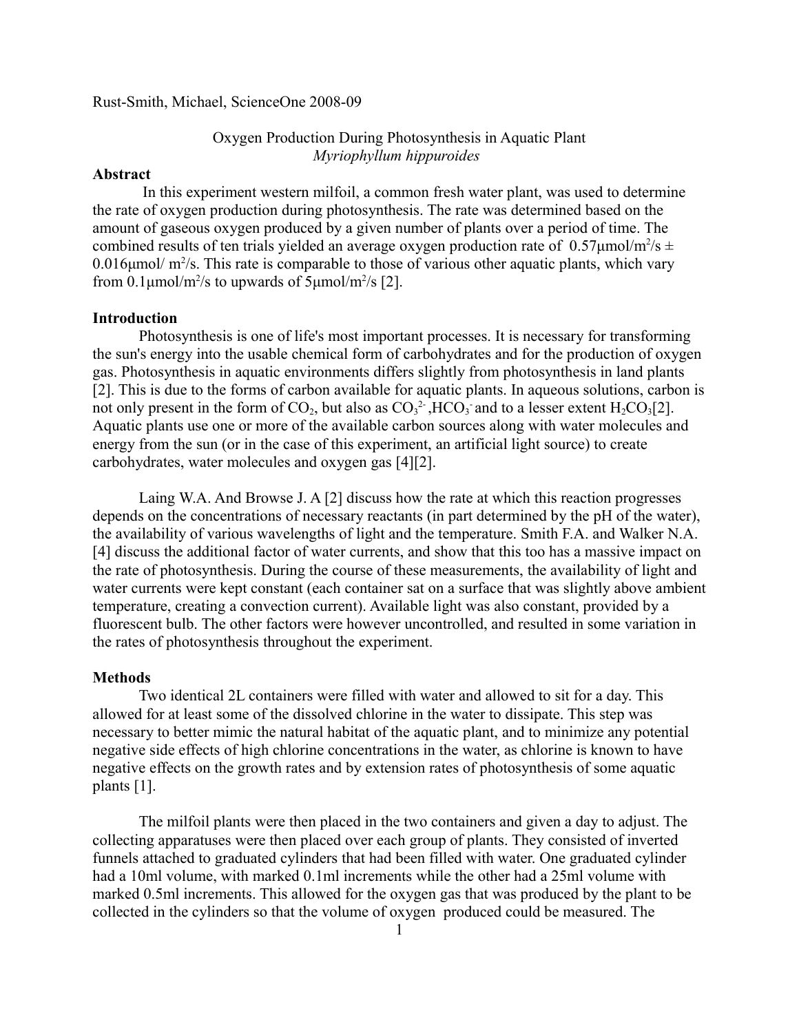Rust-Smith, Michael, ScienceOne 2008-09

# Oxygen Production During Photosynthesis in Aquatic Plant *Myriophyllum hippuroides*

## Abstract

In this experiment western milfoil, a common fresh water plant, was used to determine the rate of oxygen production during photosynthesis. The rate was determined based on the amount of gaseous oxygen produced by a given number of plants over a period of time. The combined results of ten trials yielded an average oxygen production rate of $0.57\mu mol/m^2/s \pm 0.016\mu mol/m^2/s$. This rate is comparable to those of various other aquatic plants, which vary from $0.1\mu mol/m^2/s$ to upwards of $5\mu mol/m^2/s$ [2].

## Introduction

Photosynthesis is one of life's most important processes. It is necessary for transforming the sun's energy into the usable chemical form of carbohydrates and for the production of oxygen gas. Photosynthesis in aquatic environments differs slightly from photosynthesis in land plants [2]. This is due to the forms of carbon available for aquatic plants. In aqueous solutions, carbon is not only present in the form of $CO_2$, but also as $CO_3^{2-}$, $HCO_3^-$ and to a lesser extent $H_2CO_3$[2]. Aquatic plants use one or more of the available carbon sources along with water molecules and energy from the sun (or in the case of this experiment, an artificial light source) to create carbohydrates, water molecules and oxygen gas [4][2].

Laing W.A. And Browse J. A [2] discuss how the rate at which this reaction progresses depends on the concentrations of necessary reactants (in part determined by the pH of the water), the availability of various wavelengths of light and the temperature. Smith F.A. and Walker N.A. [4] discuss the additional factor of water currents, and show that this too has a massive impact on the rate of photosynthesis. During the course of these measurements, the availability of light and water currents were kept constant (each container sat on a surface that was slightly above ambient temperature, creating a convection current). Available light was also constant, provided by a fluorescent bulb. The other factors were however uncontrolled, and resulted in some variation in the rates of photosynthesis throughout the experiment.

## Methods

Two identical 2L containers were filled with water and allowed to sit for a day. This allowed for at least some of the dissolved chlorine in the water to dissipate. This step was necessary to better mimic the natural habitat of the aquatic plant, and to minimize any potential negative side effects of high chlorine concentrations in the water, as chlorine is known to have negative effects on the growth rates and by extension rates of photosynthesis of some aquatic plants [1].

The milfoil plants were then placed in the two containers and given a day to adjust. The collecting apparatuses were then placed over each group of plants. They consisted of inverted funnels attached to graduated cylinders that had been filled with water. One graduated cylinder had a 10ml volume, with marked 0.1ml increments while the other had a 25ml volume with marked 0.5ml increments. This allowed for the oxygen gas that was produced by the plant to be collected in the cylinders so that the volume of oxygen produced could be measured. The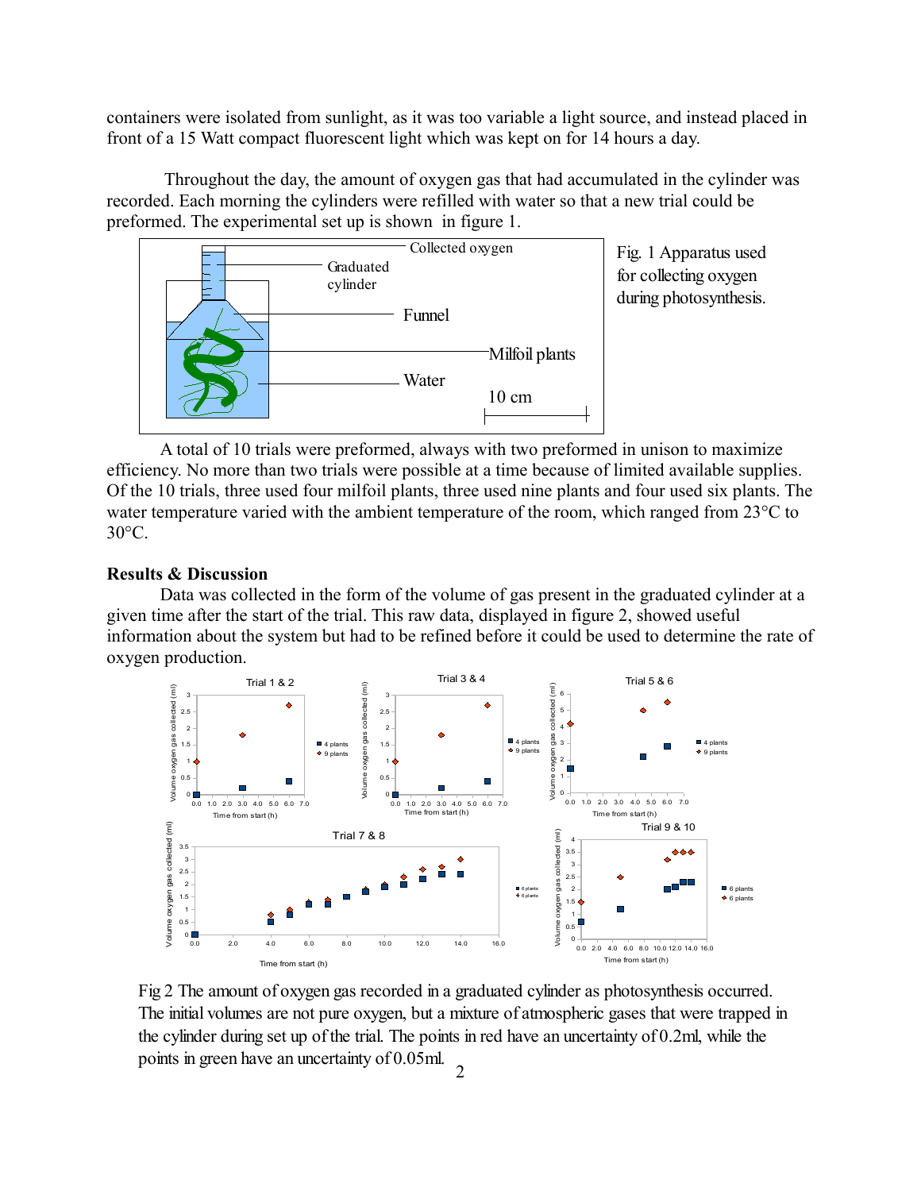containers were isolated from sunlight, as it was too variable a light source, and instead placed in front of a 15 Watt compact fluorescent light which was kept on for 14 hours a day.

Throughout the day, the amount of oxygen gas that had accumulated in the cylinder was recorded. Each morning the cylinders were refilled with water so that a new trial could be preformed. The experimental set up is shown in figure 1.

Fig. 1 Apparatus used for collecting oxygen during photosynthesis.

A total of 10 trials were preformed, always with two preformed in unison to maximize efficiency. No more than two trials were possible at a time because of limited available supplies. Of the 10 trials, three used four milfoil plants, three used nine plants and four used six plants. The water temperature varied with the ambient temperature of the room, which ranged from 23°C to 30°C.

## Results & Discussion

Data was collected in the form of the volume of gas present in the graduated cylinder at a given time after the start of the trial. This raw data, displayed in figure 2, showed useful information about the system but had to be refined before it could be used to determine the rate of oxygen production.

Fig 2 The amount of oxygen gas recorded in a graduated cylinder as photosynthesis occurred. The initial volumes are not pure oxygen, but a mixture of atmospheric gases that were trapped in the cylinder during set up of the trial. The points in red have an uncertainty of 0.2ml, while the points in green have an uncertainty of 0.05ml.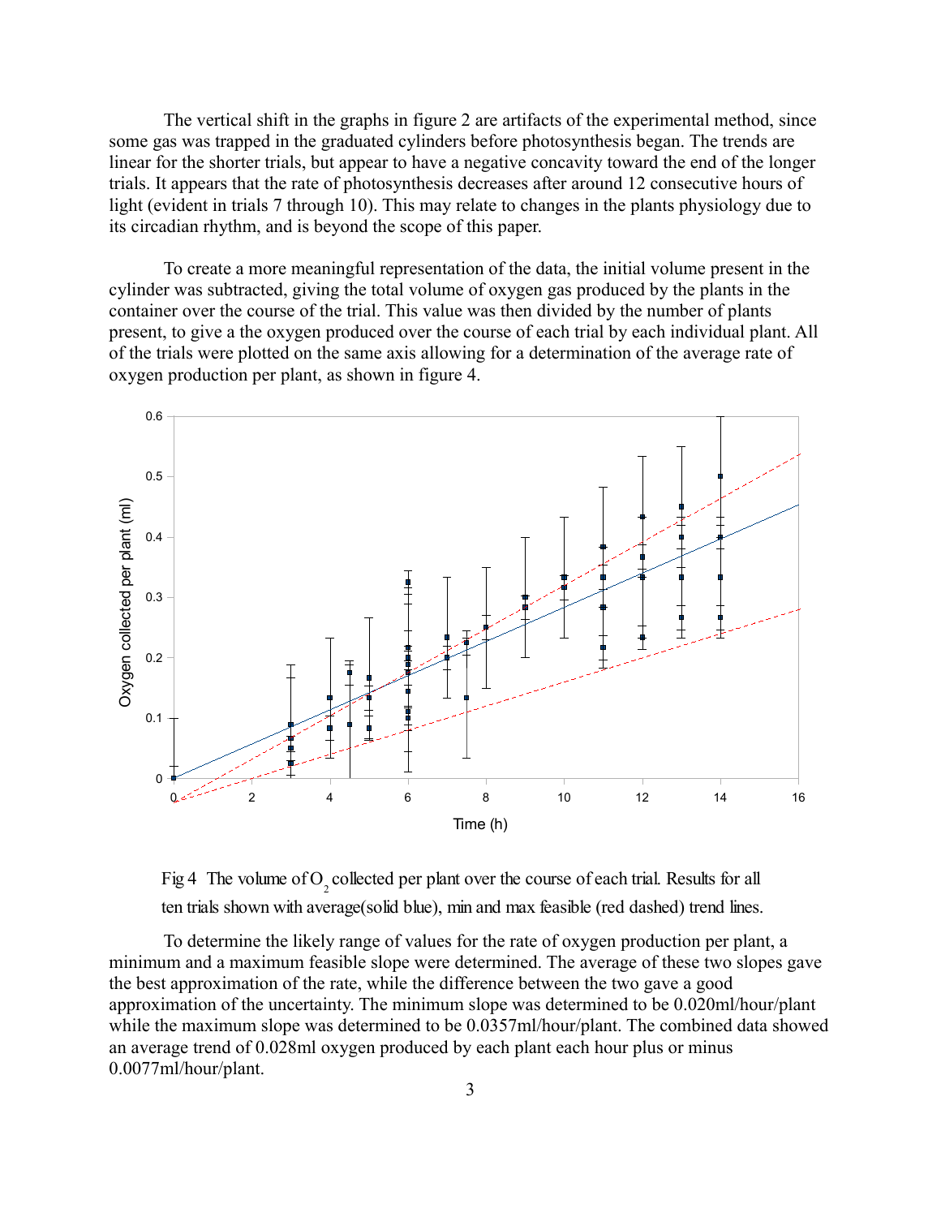The vertical shift in the graphs in figure 2 are artifacts of the experimental method, since some gas was trapped in the graduated cylinders before photosynthesis began. The trends are linear for the shorter trials, but appear to have a negative concavity toward the end of the longer trials. It appears that the rate of photosynthesis decreases after around 12 consecutive hours of light (evident in trials 7 through 10). This may relate to changes in the plants physiology due to its circadian rhythm, and is beyond the scope of this paper.

To create a more meaningful representation of the data, the initial volume present in the cylinder was subtracted, giving the total volume of oxygen gas produced by the plants in the container over the course of the trial. This value was then divided by the number of plants present, to give a the oxygen produced over the course of each trial by each individual plant. All of the trials were plotted on the same axis allowing for a determination of the average rate of oxygen production per plant, as shown in figure 4.

Fig 4 The volume of $O_2$ collected per plant over the course of each trial. Results for all ten trials shown with average(solid blue), min and max feasible (red dashed) trend lines.

To determine the likely range of values for the rate of oxygen production per plant, a minimum and a maximum feasible slope were determined. The average of these two slopes gave the best approximation of the rate, while the difference between the two gave a good approximation of the uncertainty. The minimum slope was determined to be 0.020ml/hour/plant while the maximum slope was determined to be 0.0357ml/hour/plant. The combined data showed an average trend of 0.028ml oxygen produced by each plant each hour plus or minus 0.0077ml/hour/plant.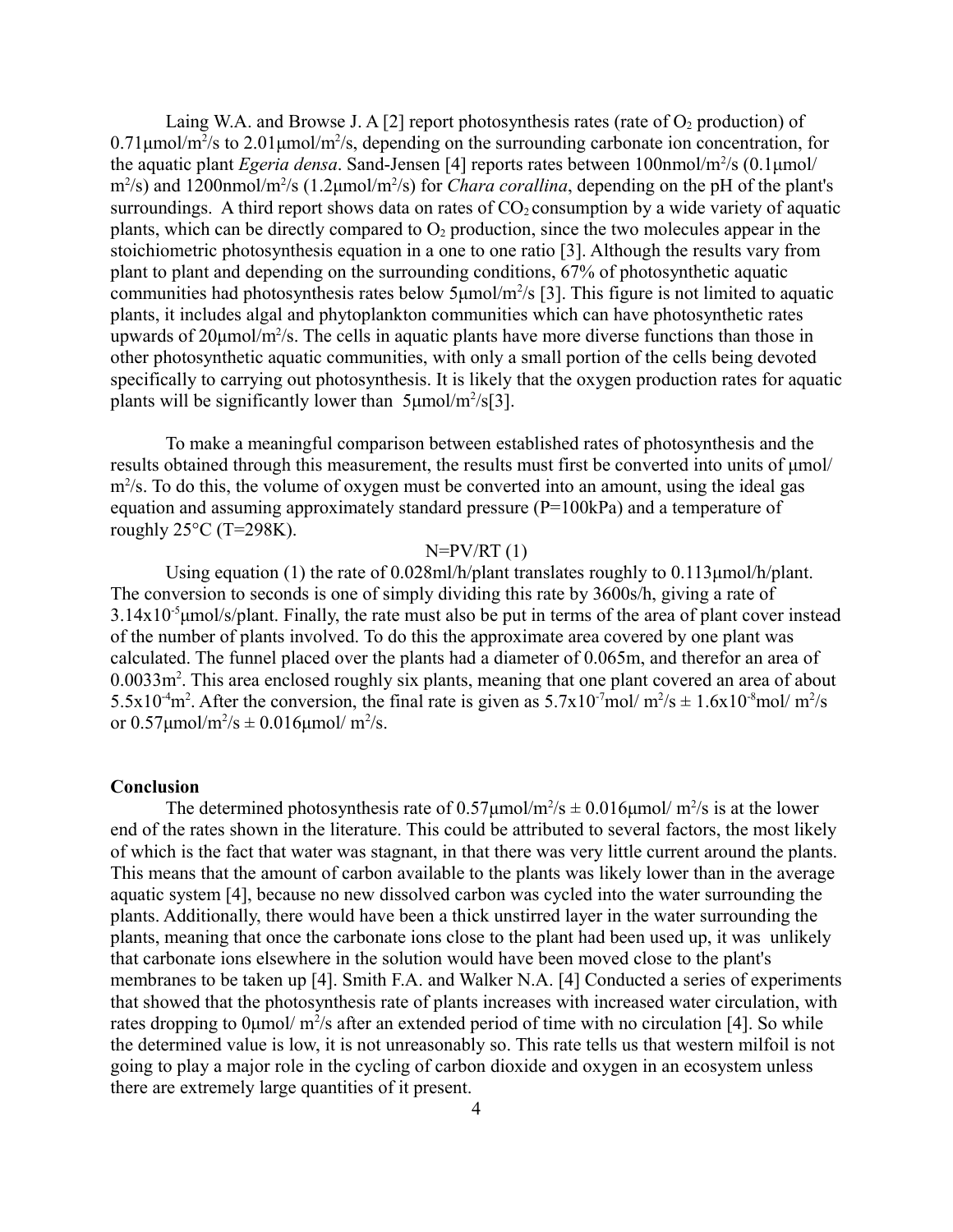Laing W.A. and Browse J. A [2] report photosynthesis rates (rate of $O_2$ production) of 0.71μmol/$m^2$/s to 2.01μmol/$m^2$/s, depending on the surrounding carbonate ion concentration, for the aquatic plant *Egeria densa*. Sand-Jensen [4] reports rates between 100nmol/$m^2$/s (0.1μmol/$m^2$/s) and 1200nmol/$m^2$/s (1.2μmol/$m^2$/s) for *Chara corallina*, depending on the pH of the plant's surroundings. A third report shows data on rates of $CO_2$ consumption by a wide variety of aquatic plants, which can be directly compared to $O_2$ production, since the two molecules appear in the stoichiometric photosynthesis equation in a one to one ratio [3]. Although the results vary from plant to plant and depending on the surrounding conditions, 67% of photosynthetic aquatic communities had photosynthesis rates below 5μmol/$m^2$/s [3]. This figure is not limited to aquatic plants, it includes algal and phytoplankton communities which can have photosynthetic rates upwards of 20μmol/$m^2$/s. The cells in aquatic plants have more diverse functions than those in other photosynthetic aquatic communities, with only a small portion of the cells being devoted specifically to carrying out photosynthesis. It is likely that the oxygen production rates for aquatic plants will be significantly lower than 5μmol/$m^2$/s[3].

To make a meaningful comparison between established rates of photosynthesis and the results obtained through this measurement, the results must first be converted into units of μmol/$m^2$/s. To do this, the volume of oxygen must be converted into an amount, using the ideal gas equation and assuming approximately standard pressure (P=100kPa) and a temperature of roughly 25°C (T=298K).

$$N=PV/RT \quad (1)$$

Using equation (1) the rate of 0.028ml/h/plant translates roughly to 0.113μmol/h/plant. The conversion to seconds is one of simply dividing this rate by 3600s/h, giving a rate of $3.14\times10^{-5}$μmol/s/plant. Finally, the rate must also be put in terms of the area of plant cover instead of the number of plants involved. To do this the approximate area covered by one plant was calculated. The funnel placed over the plants had a diameter of 0.065m, and therefor an area of 0.0033$m^2$. This area enclosed roughly six plants, meaning that one plant covered an area of about $5.5\times10^{-4}$$m^2$. After the conversion, the final rate is given as $5.7\times10^{-7}$mol/ $m^2$/s ± $1.6\times10^{-8}$mol/ $m^2$/s or 0.57μmol/$m^2$/s ± 0.016μmol/ $m^2$/s.

**Conclusion**

The determined photosynthesis rate of 0.57μmol/$m^2$/s ± 0.016μmol/ $m^2$/s is at the lower end of the rates shown in the literature. This could be attributed to several factors, the most likely of which is the fact that water was stagnant, in that there was very little current around the plants. This means that the amount of carbon available to the plants was likely lower than in the average aquatic system [4], because no new dissolved carbon was cycled into the water surrounding the plants. Additionally, there would have been a thick unstirred layer in the water surrounding the plants, meaning that once the carbonate ions close to the plant had been used up, it was unlikely that carbonate ions elsewhere in the solution would have been moved close to the plant's membranes to be taken up [4]. Smith F.A. and Walker N.A. [4] Conducted a series of experiments that showed that the photosynthesis rate of plants increases with increased water circulation, with rates dropping to 0μmol/ $m^2$/s after an extended period of time with no circulation [4]. So while the determined value is low, it is not unreasonably so. This rate tells us that western milfoil is not going to play a major role in the cycling of carbon dioxide and oxygen in an ecosystem unless there are extremely large quantities of it present.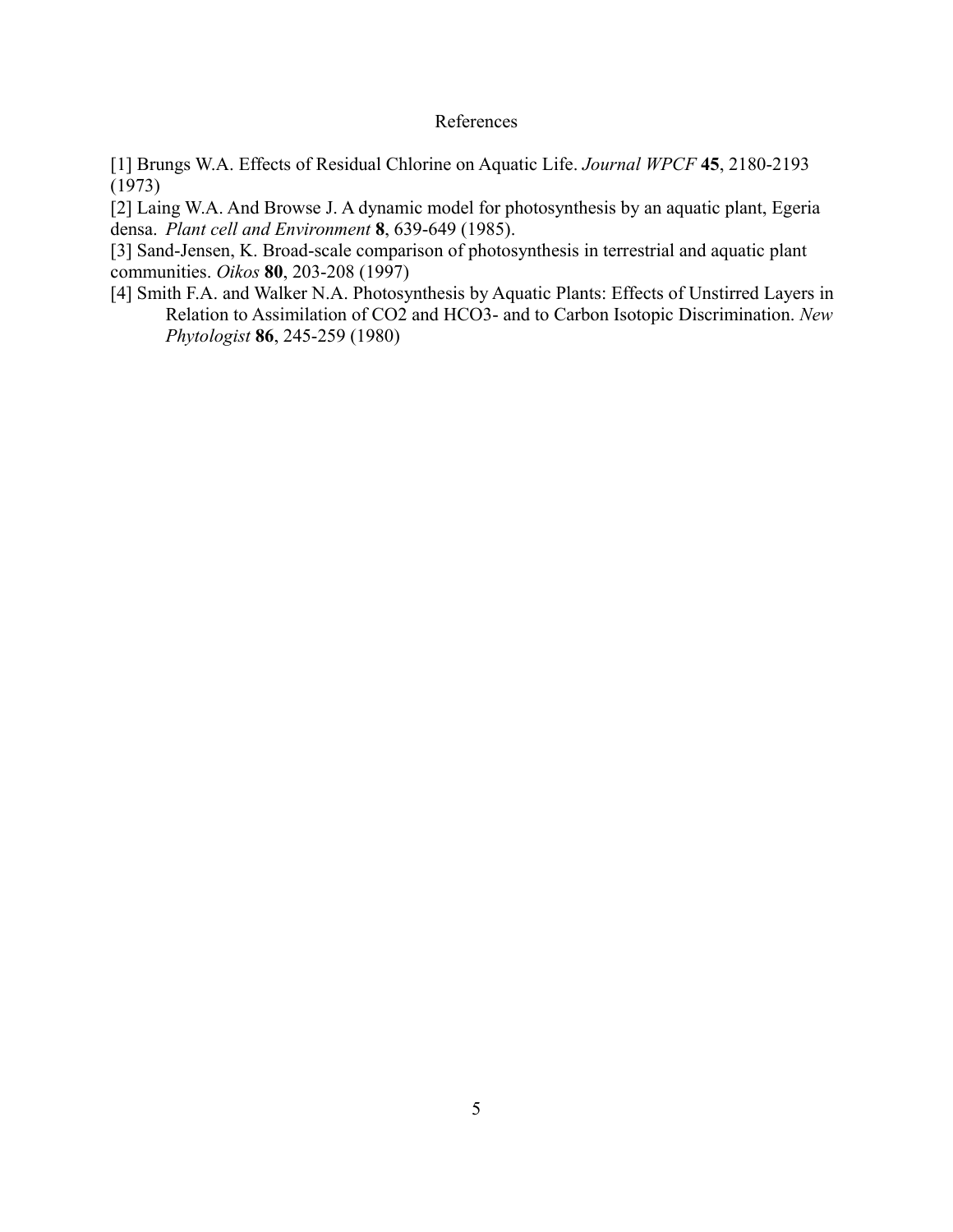# References

[1] Brungs W.A. Effects of Residual Chlorine on Aquatic Life. *Journal WPCF* **45**, 2180-2193 (1973)

[2] Laing W.A. And Browse J. A dynamic model for photosynthesis by an aquatic plant, Egeria densa. *Plant cell and Environment* **8**, 639-649 (1985).

[3] Sand-Jensen, K. Broad-scale comparison of photosynthesis in terrestrial and aquatic plant communities. *Oikos* **80**, 203-208 (1997)

[4] Smith F.A. and Walker N.A. Photosynthesis by Aquatic Plants: Effects of Unstirred Layers in Relation to Assimilation of CO2 and HCO3- and to Carbon Isotopic Discrimination. *New Phytologist* **86**, 245-259 (1980)